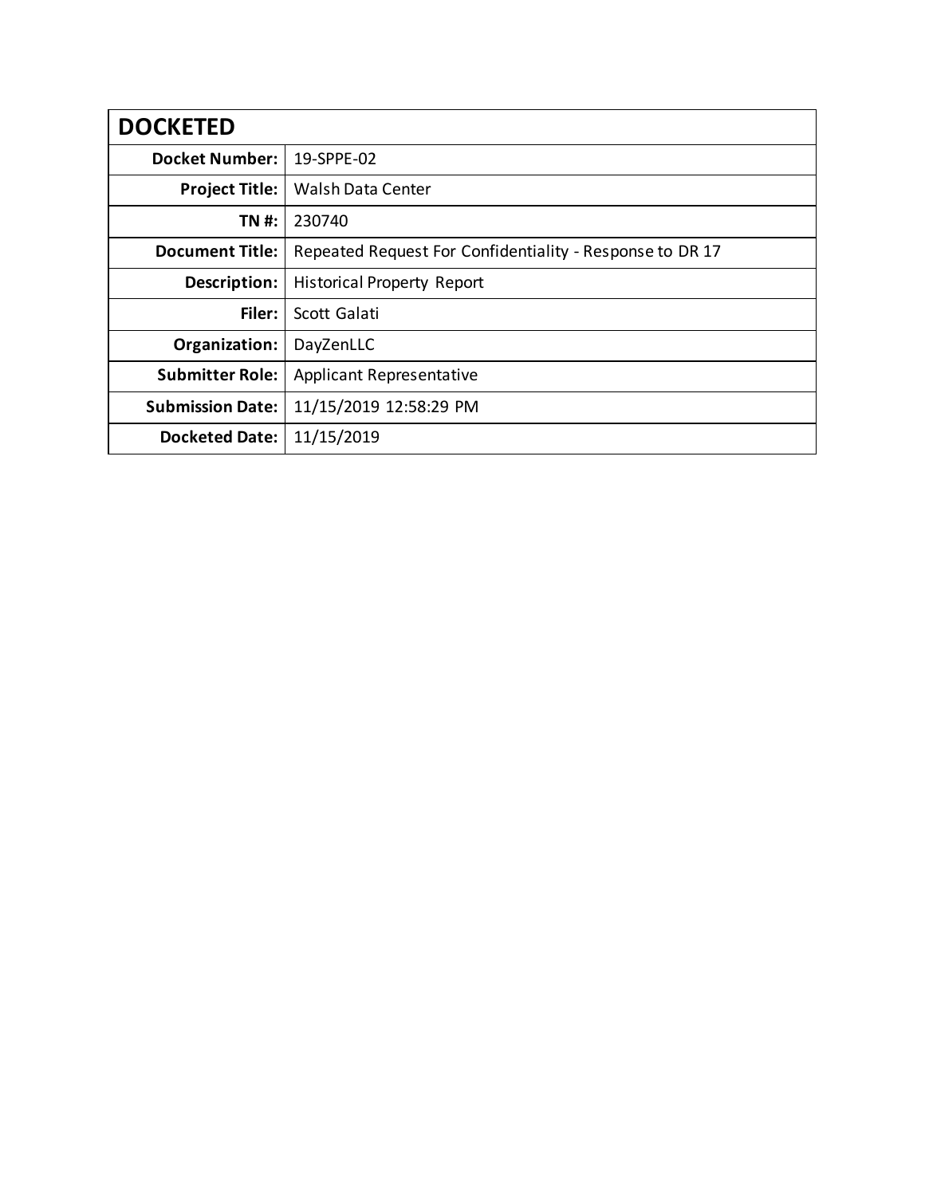| DOCKETED | |
|---|---|
| **Docket Number:** | 19-SPPE-02 |
| **Project Title:** | Walsh Data Center |
| **TN #:** | 230740 |
| **Document Title:** | Repeated Request For Confidentiality - Response to DR 17 |
| **Description:** | Historical Property Report |
| **Filer:** | Scott Galati |
| **Organization:** | DayZenLLC |
| **Submitter Role:** | Applicant Representative |
| **Submission Date:** | 11/15/2019 12:58:29 PM |
| **Docketed Date:** | 11/15/2019 |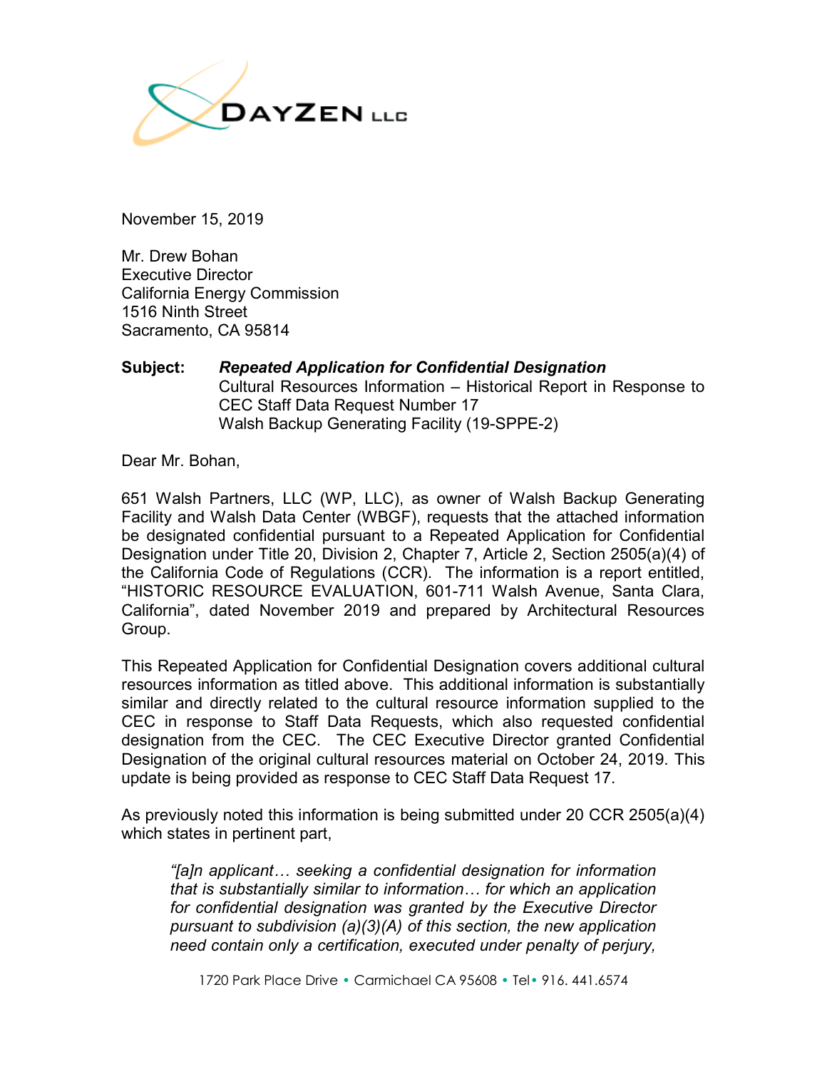DAYZEN LLC

November 15, 2019

Mr. Drew Bohan  
Executive Director  
California Energy Commission  
1516 Ninth Street  
Sacramento, CA 95814

**Subject:** ***Repeated Application for Confidential Designation***  
Cultural Resources Information – Historical Report in Response to CEC Staff Data Request Number 17  
Walsh Backup Generating Facility (19-SPPE-2)

Dear Mr. Bohan,

651 Walsh Partners, LLC (WP, LLC), as owner of Walsh Backup Generating Facility and Walsh Data Center (WBGF), requests that the attached information be designated confidential pursuant to a Repeated Application for Confidential Designation under Title 20, Division 2, Chapter 7, Article 2, Section 2505(a)(4) of the California Code of Regulations (CCR). The information is a report entitled, "HISTORIC RESOURCE EVALUATION, 601-711 Walsh Avenue, Santa Clara, California", dated November 2019 and prepared by Architectural Resources Group.

This Repeated Application for Confidential Designation covers additional cultural resources information as titled above. This additional information is substantially similar and directly related to the cultural resource information supplied to the CEC in response to Staff Data Requests, which also requested confidential designation from the CEC. The CEC Executive Director granted Confidential Designation of the original cultural resources material on October 24, 2019. This update is being provided as response to CEC Staff Data Request 17.

As previously noted this information is being submitted under 20 CCR 2505(a)(4) which states in pertinent part,

> *"[a]n applicant… seeking a confidential designation for information that is substantially similar to information… for which an application for confidential designation was granted by the Executive Director pursuant to subdivision (a)(3)(A) of this section, the new application need contain only a certification, executed under penalty of perjury,*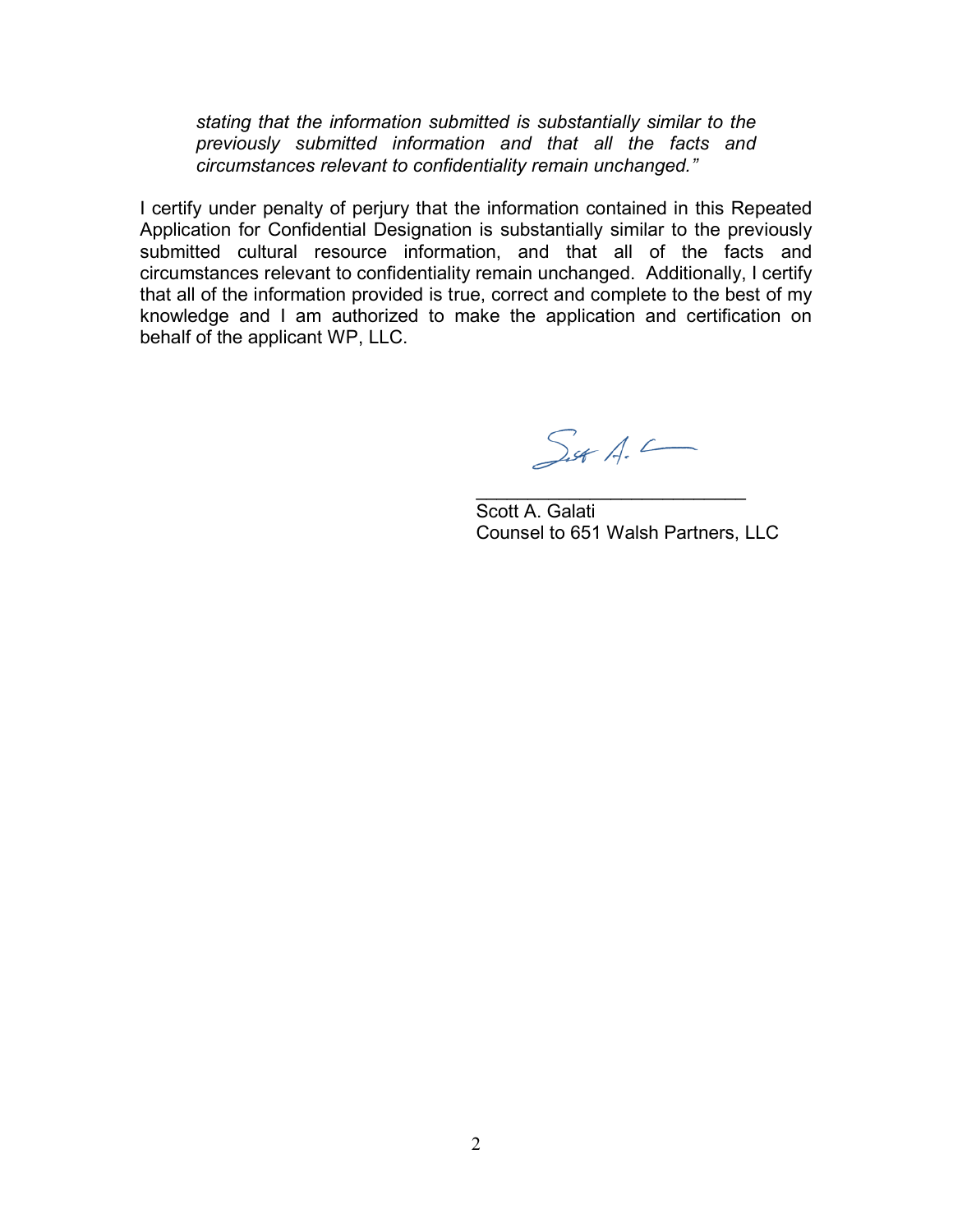*stating that the information submitted is substantially similar to the previously submitted information and that all the facts and circumstances relevant to confidentiality remain unchanged."*

I certify under penalty of perjury that the information contained in this Repeated Application for Confidential Designation is substantially similar to the previously submitted cultural resource information, and that all of the facts and circumstances relevant to confidentiality remain unchanged. Additionally, I certify that all of the information provided is true, correct and complete to the best of my knowledge and I am authorized to make the application and certification on behalf of the applicant WP, LLC.

\_\_\_\_\_\_\_\_\_\_\_\_\_\_\_\_\_\_\_\_\_\_\_\_\_\_\_
Scott A. Galati
Counsel to 651 Walsh Partners, LLC